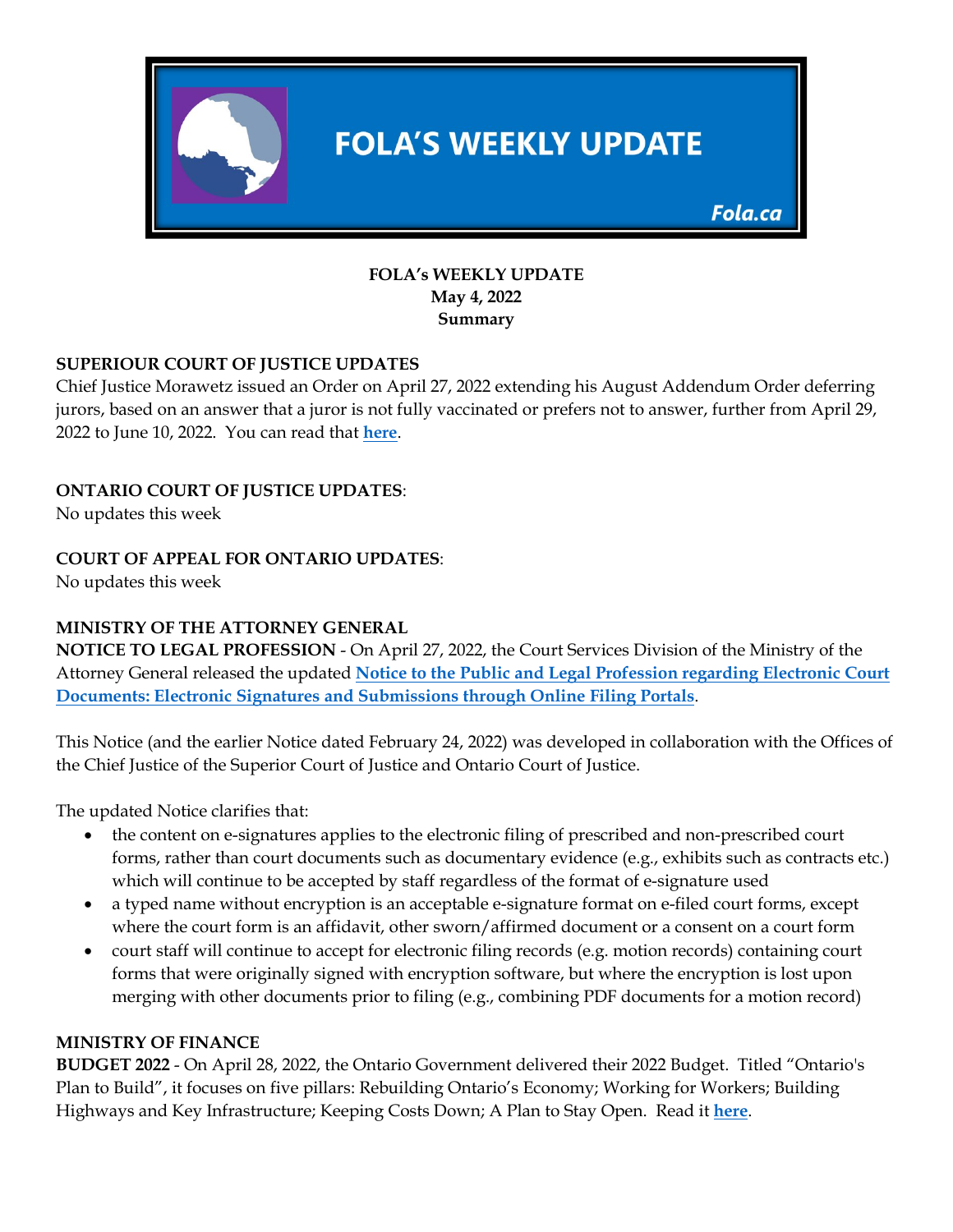# FOLA'S WEEKLY UPDATE

Fola.ca

**FOLA's WEEKLY UPDATE**
**May 4, 2022**
**Summary**

**SUPERIOUR COURT OF JUSTICE UPDATES**

Chief Justice Morawetz issued an Order on April 27, 2022 extending his August Addendum Order deferring jurors, based on an answer that a juror is not fully vaccinated or prefers not to answer, further from April 29, 2022 to June 10, 2022. You can read that **here**.

**ONTARIO COURT OF JUSTICE UPDATES**:

No updates this week

**COURT OF APPEAL FOR ONTARIO UPDATES**:

No updates this week

**MINISTRY OF THE ATTORNEY GENERAL**

**NOTICE TO LEGAL PROFESSION** - On April 27, 2022, the Court Services Division of the Ministry of the Attorney General released the updated **Notice to the Public and Legal Profession regarding Electronic Court Documents: Electronic Signatures and Submissions through Online Filing Portals**.

This Notice (and the earlier Notice dated February 24, 2022) was developed in collaboration with the Offices of the Chief Justice of the Superior Court of Justice and Ontario Court of Justice.

The updated Notice clarifies that:

- the content on e-signatures applies to the electronic filing of prescribed and non-prescribed court forms, rather than court documents such as documentary evidence (e.g., exhibits such as contracts etc.) which will continue to be accepted by staff regardless of the format of e-signature used
- a typed name without encryption is an acceptable e-signature format on e-filed court forms, except where the court form is an affidavit, other sworn/affirmed document or a consent on a court form
- court staff will continue to accept for electronic filing records (e.g. motion records) containing court forms that were originally signed with encryption software, but where the encryption is lost upon merging with other documents prior to filing (e.g., combining PDF documents for a motion record)

**MINISTRY OF FINANCE**

**BUDGET 2022** - On April 28, 2022, the Ontario Government delivered their 2022 Budget. Titled "Ontario's Plan to Build", it focuses on five pillars: Rebuilding Ontario's Economy; Working for Workers; Building Highways and Key Infrastructure; Keeping Costs Down; A Plan to Stay Open. Read it **here**.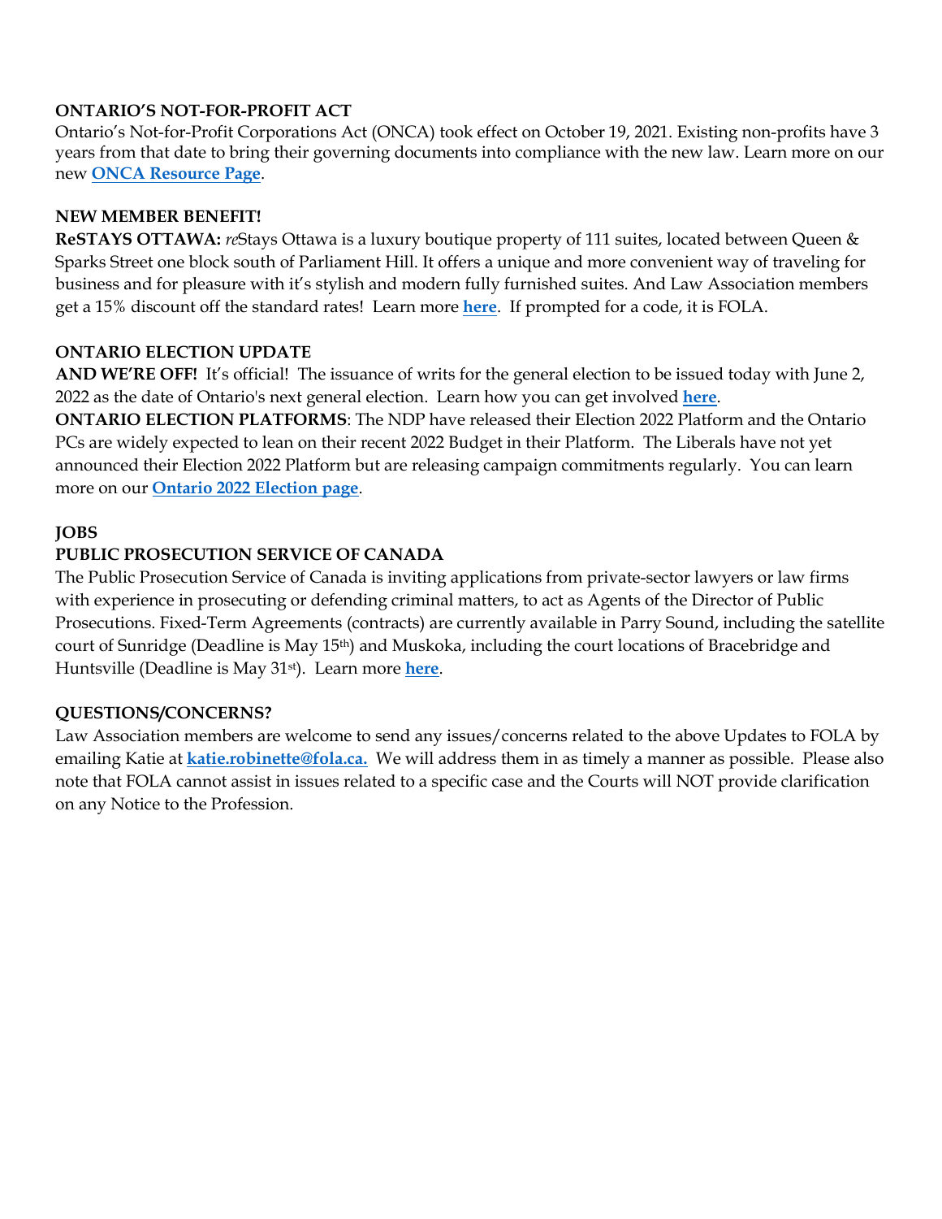**ONTARIO'S NOT-FOR-PROFIT ACT**

Ontario's Not-for-Profit Corporations Act (ONCA) took effect on October 19, 2021. Existing non-profits have 3 years from that date to bring their governing documents into compliance with the new law. Learn more on our new **ONCA Resource Page**.

**NEW MEMBER BENEFIT!**

**ReSTAYS OTTAWA:** *re*Stays Ottawa is a luxury boutique property of 111 suites, located between Queen & Sparks Street one block south of Parliament Hill. It offers a unique and more convenient way of traveling for business and for pleasure with it's stylish and modern fully furnished suites. And Law Association members get a 15% discount off the standard rates! Learn more **here**. If prompted for a code, it is FOLA.

**ONTARIO ELECTION UPDATE**

**AND WE'RE OFF!** It's official! The issuance of writs for the general election to be issued today with June 2, 2022 as the date of Ontario's next general election. Learn how you can get involved **here**.

**ONTARIO ELECTION PLATFORMS**: The NDP have released their Election 2022 Platform and the Ontario PCs are widely expected to lean on their recent 2022 Budget in their Platform. The Liberals have not yet announced their Election 2022 Platform but are releasing campaign commitments regularly. You can learn more on our **Ontario 2022 Election page**.

**JOBS**

**PUBLIC PROSECUTION SERVICE OF CANADA**

The Public Prosecution Service of Canada is inviting applications from private-sector lawyers or law firms with experience in prosecuting or defending criminal matters, to act as Agents of the Director of Public Prosecutions. Fixed-Term Agreements (contracts) are currently available in Parry Sound, including the satellite court of Sunridge (Deadline is May 15th) and Muskoka, including the court locations of Bracebridge and Huntsville (Deadline is May 31st). Learn more **here**.

**QUESTIONS/CONCERNS?**

Law Association members are welcome to send any issues/concerns related to the above Updates to FOLA by emailing Katie at **katie.robinette@fola.ca.** We will address them in as timely a manner as possible. Please also note that FOLA cannot assist in issues related to a specific case and the Courts will NOT provide clarification on any Notice to the Profession.